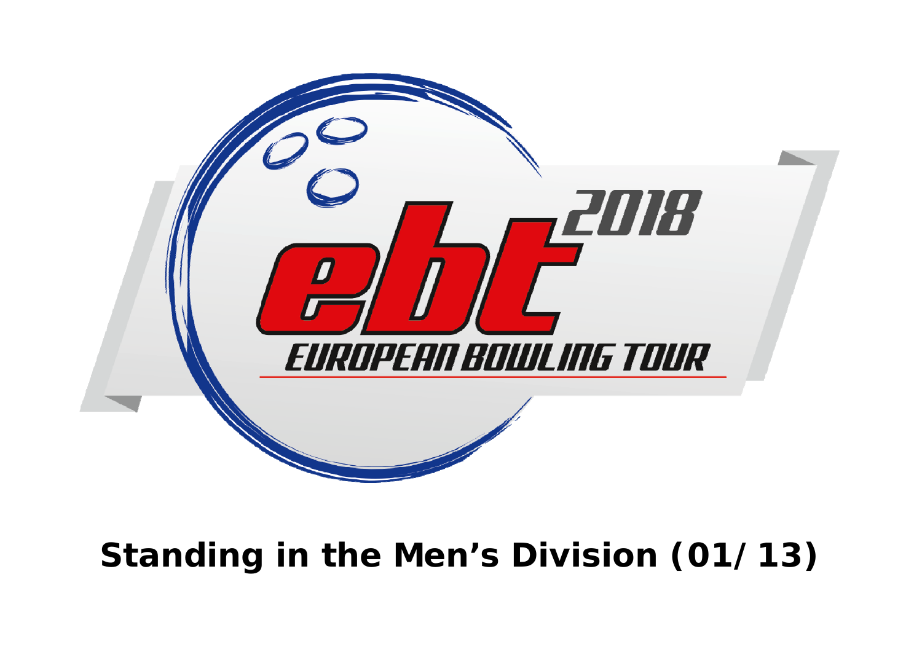2018

# ebt

EUROPEAN BOWLING TOUR

## Standing in the Men’s Division (01/ 13)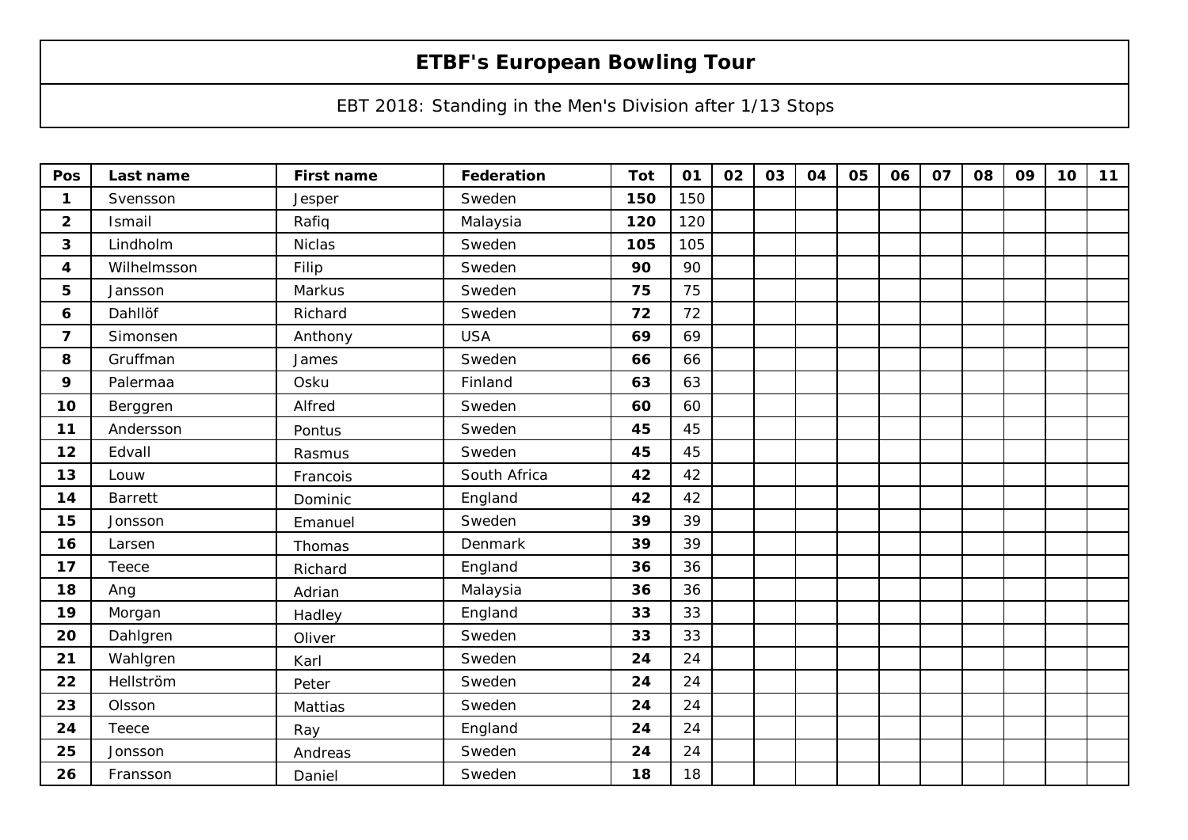# ETBF's European Bowling Tour

EBT 2018: Standing in the Men's Division after 1/13 Stops

| Pos | Last name | First name | Federation | Tot | 01 | 02 | 03 | 04 | 05 | 06 | 07 | 08 | 09 | 10 | 11 |
|---|---|---|---|---|---|---|---|---|---|---|---|---|---|---|---|
| **1** | Svensson | Jesper | Sweden | **150** | 150 | | | | | | | | | | |
| **2** | Ismail | Rafiq | Malaysia | **120** | 120 | | | | | | | | | | |
| **3** | Lindholm | Niclas | Sweden | **105** | 105 | | | | | | | | | | |
| **4** | Wilhelmsson | Filip | Sweden | **90** | 90 | | | | | | | | | | |
| **5** | Jansson | Markus | Sweden | **75** | 75 | | | | | | | | | | |
| **6** | Dahllöf | Richard | Sweden | **72** | 72 | | | | | | | | | | |
| **7** | Simonsen | Anthony | USA | **69** | 69 | | | | | | | | | | |
| **8** | Gruffman | James | Sweden | **66** | 66 | | | | | | | | | | |
| **9** | Palermaa | Osku | Finland | **63** | 63 | | | | | | | | | | |
| **10** | Berggren | Alfred | Sweden | **60** | 60 | | | | | | | | | | |
| **11** | Andersson | Pontus | Sweden | **45** | 45 | | | | | | | | | | |
| **12** | Edvall | Rasmus | Sweden | **45** | 45 | | | | | | | | | | |
| **13** | Louw | Francois | South Africa | **42** | 42 | | | | | | | | | | |
| **14** | Barrett | Dominic | England | **42** | 42 | | | | | | | | | | |
| **15** | Jonsson | Emanuel | Sweden | **39** | 39 | | | | | | | | | | |
| **16** | Larsen | Thomas | Denmark | **39** | 39 | | | | | | | | | | |
| **17** | Teece | Richard | England | **36** | 36 | | | | | | | | | | |
| **18** | Ang | Adrian | Malaysia | **36** | 36 | | | | | | | | | | |
| **19** | Morgan | Hadley | England | **33** | 33 | | | | | | | | | | |
| **20** | Dahlgren | Oliver | Sweden | **33** | 33 | | | | | | | | | | |
| **21** | Wahlgren | Karl | Sweden | **24** | 24 | | | | | | | | | | |
| **22** | Hellström | Peter | Sweden | **24** | 24 | | | | | | | | | | |
| **23** | Olsson | Mattias | Sweden | **24** | 24 | | | | | | | | | | |
| **24** | Teece | Ray | England | **24** | 24 | | | | | | | | | | |
| **25** | Jonsson | Andreas | Sweden | **24** | 24 | | | | | | | | | | |
| **26** | Fransson | Daniel | Sweden | **18** | 18 | | | | | | | | | | |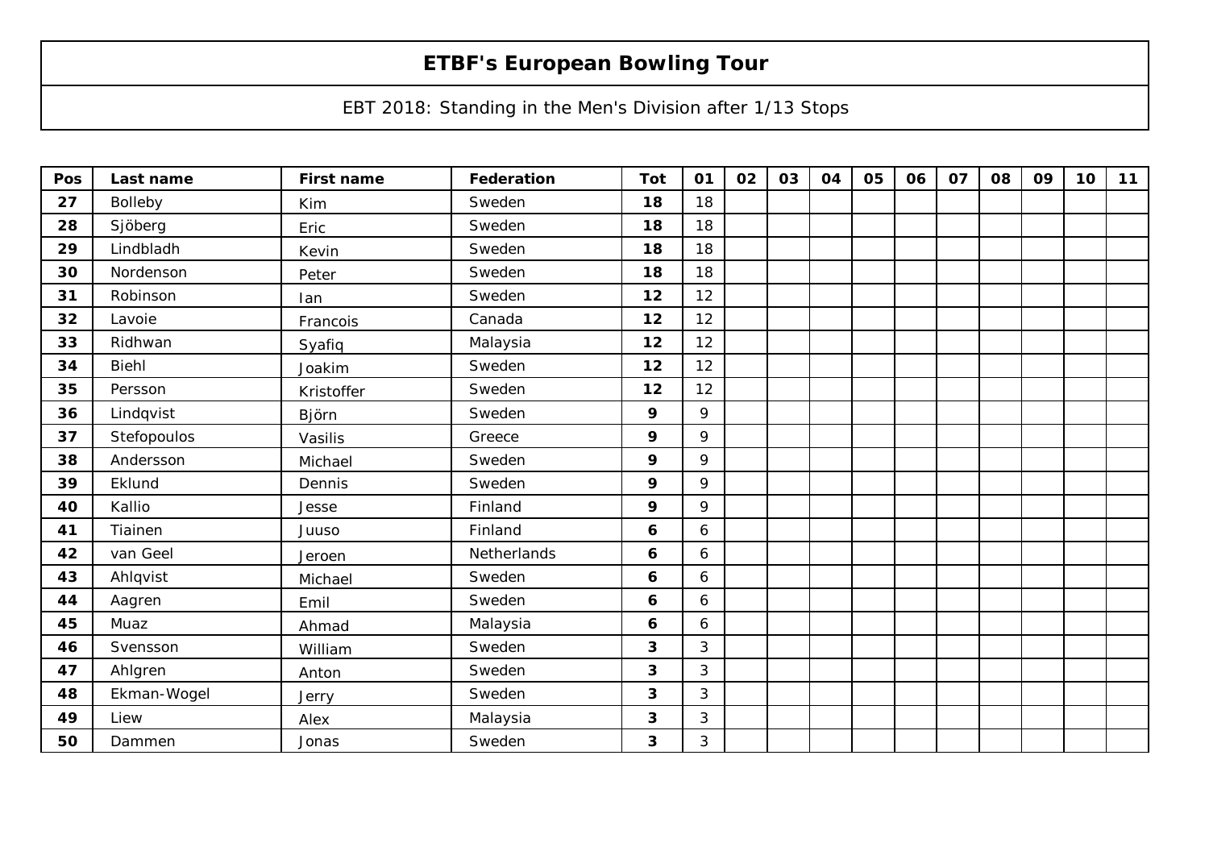# ETBF's European Bowling Tour

EBT 2018: Standing in the Men's Division after 1/13 Stops

| Pos | Last name | First name | Federation | Tot | 01 | 02 | 03 | 04 | 05 | 06 | 07 | 08 | 09 | 10 | 11 |
|---|---|---|---|---|---|---|---|---|---|---|---|---|---|---|---|
| 27 | Bolleby | Kim | Sweden | 18 | 18 | | | | | | | | | | |
| 28 | Sjöberg | Eric | Sweden | 18 | 18 | | | | | | | | | | |
| 29 | Lindbladh | Kevin | Sweden | 18 | 18 | | | | | | | | | | |
| 30 | Nordenson | Peter | Sweden | 18 | 18 | | | | | | | | | | |
| 31 | Robinson | Ian | Sweden | 12 | 12 | | | | | | | | | | |
| 32 | Lavoie | Francois | Canada | 12 | 12 | | | | | | | | | | |
| 33 | Ridhwan | Syafiq | Malaysia | 12 | 12 | | | | | | | | | | |
| 34 | Biehl | Joakim | Sweden | 12 | 12 | | | | | | | | | | |
| 35 | Persson | Kristoffer | Sweden | 12 | 12 | | | | | | | | | | |
| 36 | Lindqvist | Björn | Sweden | 9 | 9 | | | | | | | | | | |
| 37 | Stefopoulos | Vasilis | Greece | 9 | 9 | | | | | | | | | | |
| 38 | Andersson | Michael | Sweden | 9 | 9 | | | | | | | | | | |
| 39 | Eklund | Dennis | Sweden | 9 | 9 | | | | | | | | | | |
| 40 | Kallio | Jesse | Finland | 9 | 9 | | | | | | | | | | |
| 41 | Tiainen | Juuso | Finland | 6 | 6 | | | | | | | | | | |
| 42 | van Geel | Jeroen | Netherlands | 6 | 6 | | | | | | | | | | |
| 43 | Ahlqvist | Michael | Sweden | 6 | 6 | | | | | | | | | | |
| 44 | Aagren | Emil | Sweden | 6 | 6 | | | | | | | | | | |
| 45 | Muaz | Ahmad | Malaysia | 6 | 6 | | | | | | | | | | |
| 46 | Svensson | William | Sweden | 3 | 3 | | | | | | | | | | |
| 47 | Ahlgren | Anton | Sweden | 3 | 3 | | | | | | | | | | |
| 48 | Ekman-Wogel | Jerry | Sweden | 3 | 3 | | | | | | | | | | |
| 49 | Liew | Alex | Malaysia | 3 | 3 | | | | | | | | | | |
| 50 | Dammen | Jonas | Sweden | 3 | 3 | | | | | | | | | | |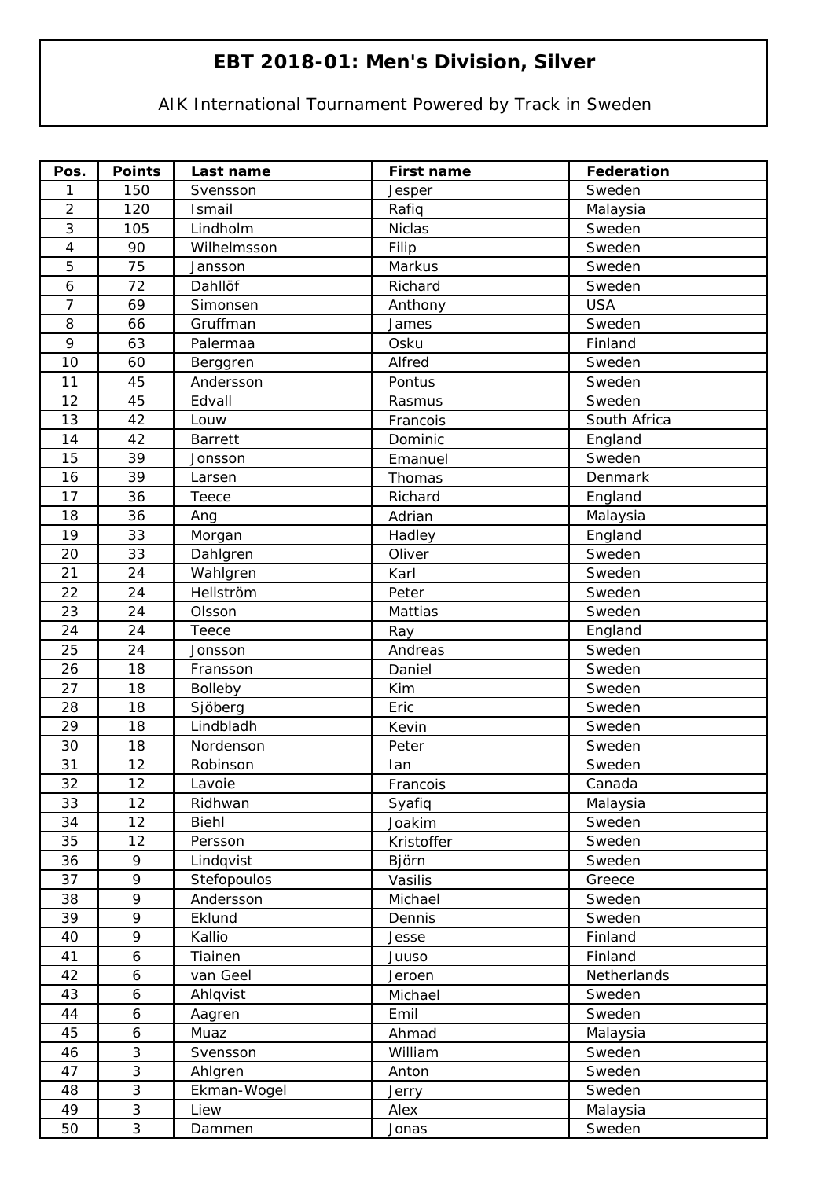# EBT 2018-01: Men's Division, Silver

AIK International Tournament Powered by Track in Sweden

| Pos. | Points | Last name | First name | Federation |
|---|---|---|---|---|
| 1 | 150 | Svensson | Jesper | Sweden |
| 2 | 120 | Ismail | Rafiq | Malaysia |
| 3 | 105 | Lindholm | Niclas | Sweden |
| 4 | 90 | Wilhelmsson | Filip | Sweden |
| 5 | 75 | Jansson | Markus | Sweden |
| 6 | 72 | Dahllöf | Richard | Sweden |
| 7 | 69 | Simonsen | Anthony | USA |
| 8 | 66 | Gruffman | James | Sweden |
| 9 | 63 | Palermaa | Osku | Finland |
| 10 | 60 | Berggren | Alfred | Sweden |
| 11 | 45 | Andersson | Pontus | Sweden |
| 12 | 45 | Edvall | Rasmus | Sweden |
| 13 | 42 | Louw | Francois | South Africa |
| 14 | 42 | Barrett | Dominic | England |
| 15 | 39 | Jonsson | Emanuel | Sweden |
| 16 | 39 | Larsen | Thomas | Denmark |
| 17 | 36 | Teece | Richard | England |
| 18 | 36 | Ang | Adrian | Malaysia |
| 19 | 33 | Morgan | Hadley | England |
| 20 | 33 | Dahlgren | Oliver | Sweden |
| 21 | 24 | Wahlgren | Karl | Sweden |
| 22 | 24 | Hellström | Peter | Sweden |
| 23 | 24 | Olsson | Mattias | Sweden |
| 24 | 24 | Teece | Ray | England |
| 25 | 24 | Jonsson | Andreas | Sweden |
| 26 | 18 | Fransson | Daniel | Sweden |
| 27 | 18 | Bolleby | Kim | Sweden |
| 28 | 18 | Sjöberg | Eric | Sweden |
| 29 | 18 | Lindbladh | Kevin | Sweden |
| 30 | 18 | Nordenson | Peter | Sweden |
| 31 | 12 | Robinson | Ian | Sweden |
| 32 | 12 | Lavoie | Francois | Canada |
| 33 | 12 | Ridhwan | Syafiq | Malaysia |
| 34 | 12 | Biehl | Joakim | Sweden |
| 35 | 12 | Persson | Kristoffer | Sweden |
| 36 | 9 | Lindqvist | Björn | Sweden |
| 37 | 9 | Stefopoulos | Vasilis | Greece |
| 38 | 9 | Andersson | Michael | Sweden |
| 39 | 9 | Eklund | Dennis | Sweden |
| 40 | 9 | Kallio | Jesse | Finland |
| 41 | 6 | Tiainen | Juuso | Finland |
| 42 | 6 | van Geel | Jeroen | Netherlands |
| 43 | 6 | Ahlqvist | Michael | Sweden |
| 44 | 6 | Aagren | Emil | Sweden |
| 45 | 6 | Muaz | Ahmad | Malaysia |
| 46 | 3 | Svensson | William | Sweden |
| 47 | 3 | Ahlgren | Anton | Sweden |
| 48 | 3 | Ekman-Wogel | Jerry | Sweden |
| 49 | 3 | Liew | Alex | Malaysia |
| 50 | 3 | Dammen | Jonas | Sweden |